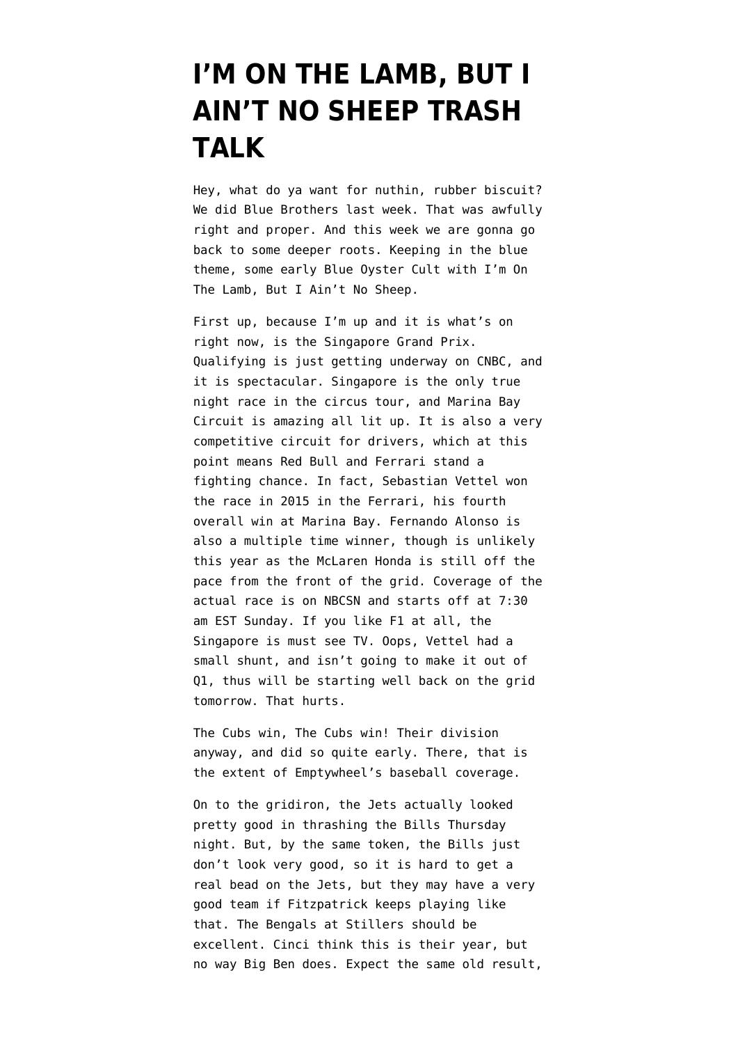# I'M ON THE LAMB, BUT I AIN'T NO SHEEP TRASH TALK

Hey, what do ya want for nuthin, rubber biscuit? We did Blue Brothers last week. That was awfully right and proper. And this week we are gonna go back to some deeper roots. Keeping in the blue theme, some early Blue Oyster Cult with I'm On The Lamb, But I Ain't No Sheep.

First up, because I'm up and it is what's on right now, is the Singapore Grand Prix. Qualifying is just getting underway on CNBC, and it is spectacular. Singapore is the only true night race in the circus tour, and Marina Bay Circuit is amazing all lit up. It is also a very competitive circuit for drivers, which at this point means Red Bull and Ferrari stand a fighting chance. In fact, Sebastian Vettel won the race in 2015 in the Ferrari, his fourth overall win at Marina Bay. Fernando Alonso is also a multiple time winner, though is unlikely this year as the McLaren Honda is still off the pace from the front of the grid. Coverage of the actual race is on NBCSN and starts off at 7:30 am EST Sunday. If you like F1 at all, the Singapore is must see TV. Oops, Vettel had a small shunt, and isn't going to make it out of Q1, thus will be starting well back on the grid tomorrow. That hurts.

The Cubs win, The Cubs win! Their division anyway, and did so quite early. There, that is the extent of Emptywheel's baseball coverage.

On to the gridiron, the Jets actually looked pretty good in thrashing the Bills Thursday night. But, by the same token, the Bills just don't look very good, so it is hard to get a real bead on the Jets, but they may have a very good team if Fitzpatrick keeps playing like that. The Bengals at Stillers should be excellent. Cinci think this is their year, but no way Big Ben does. Expect the same old result,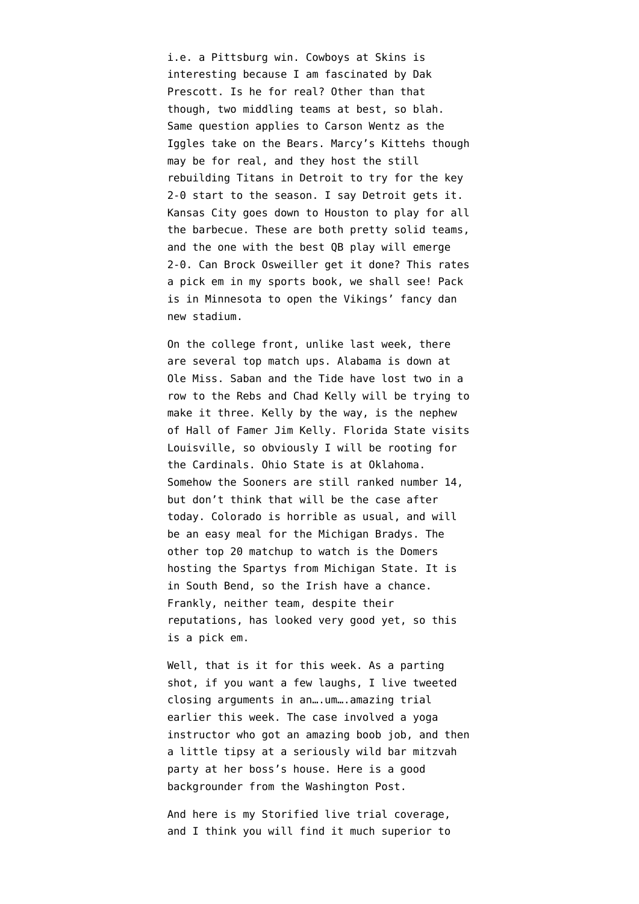i.e. a Pittsburg win. Cowboys at Skins is interesting because I am fascinated by Dak Prescott. Is he for real? Other than that though, two middling teams at best, so blah. Same question applies to Carson Wentz as the Iggles take on the Bears. Marcy's Kittehs though may be for real, and they host the still rebuilding Titans in Detroit to try for the key 2-0 start to the season. I say Detroit gets it. Kansas City goes down to Houston to play for all the barbecue. These are both pretty solid teams, and the one with the best QB play will emerge 2-0. Can Brock Osweiller get it done? This rates a pick em in my sports book, we shall see! Pack is in Minnesota to open the Vikings' fancy dan new stadium.

On the college front, unlike last week, there are several top match ups. Alabama is down at Ole Miss. Saban and the Tide have lost two in a row to the Rebs and Chad Kelly will be trying to make it three. Kelly by the way, is the nephew of Hall of Famer Jim Kelly. Florida State visits Louisville, so obviously I will be rooting for the Cardinals. Ohio State is at Oklahoma. Somehow the Sooners are still ranked number 14, but don't think that will be the case after today. Colorado is horrible as usual, and will be an easy meal for the Michigan Bradys. The other top 20 matchup to watch is the Domers hosting the Spartys from Michigan State. It is in South Bend, so the Irish have a chance. Frankly, neither team, despite their reputations, has looked very good yet, so this is a pick em.

Well, that is it for this week. As a parting shot, if you want a few laughs, I live tweeted closing arguments in an….um….amazing trial earlier this week. The case involved a yoga instructor who got an amazing boob job, and then a little tipsy at a seriously wild bar mitzvah party at her boss's house. Here is a good backgrounder from the Washington Post.

And here is my Storified live trial coverage, and I think you will find it much superior to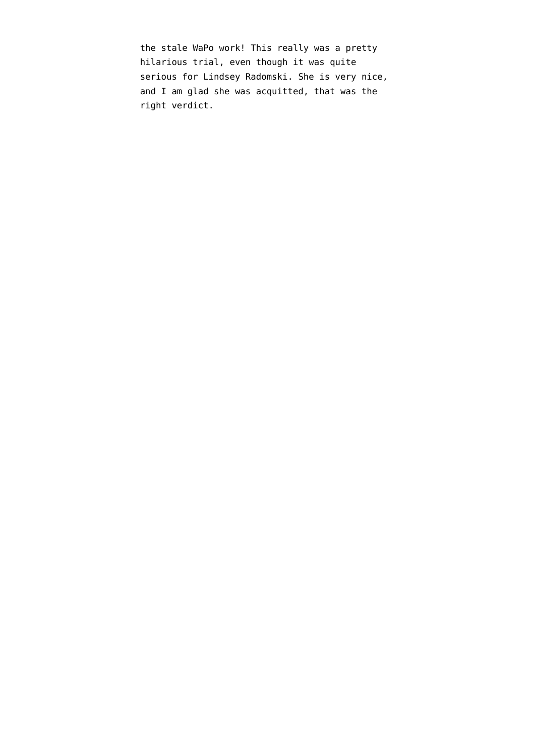the stale WaPo work! This really was a pretty hilarious trial, even though it was quite serious for Lindsey Radomski. She is very nice, and I am glad she was acquitted, that was the right verdict.